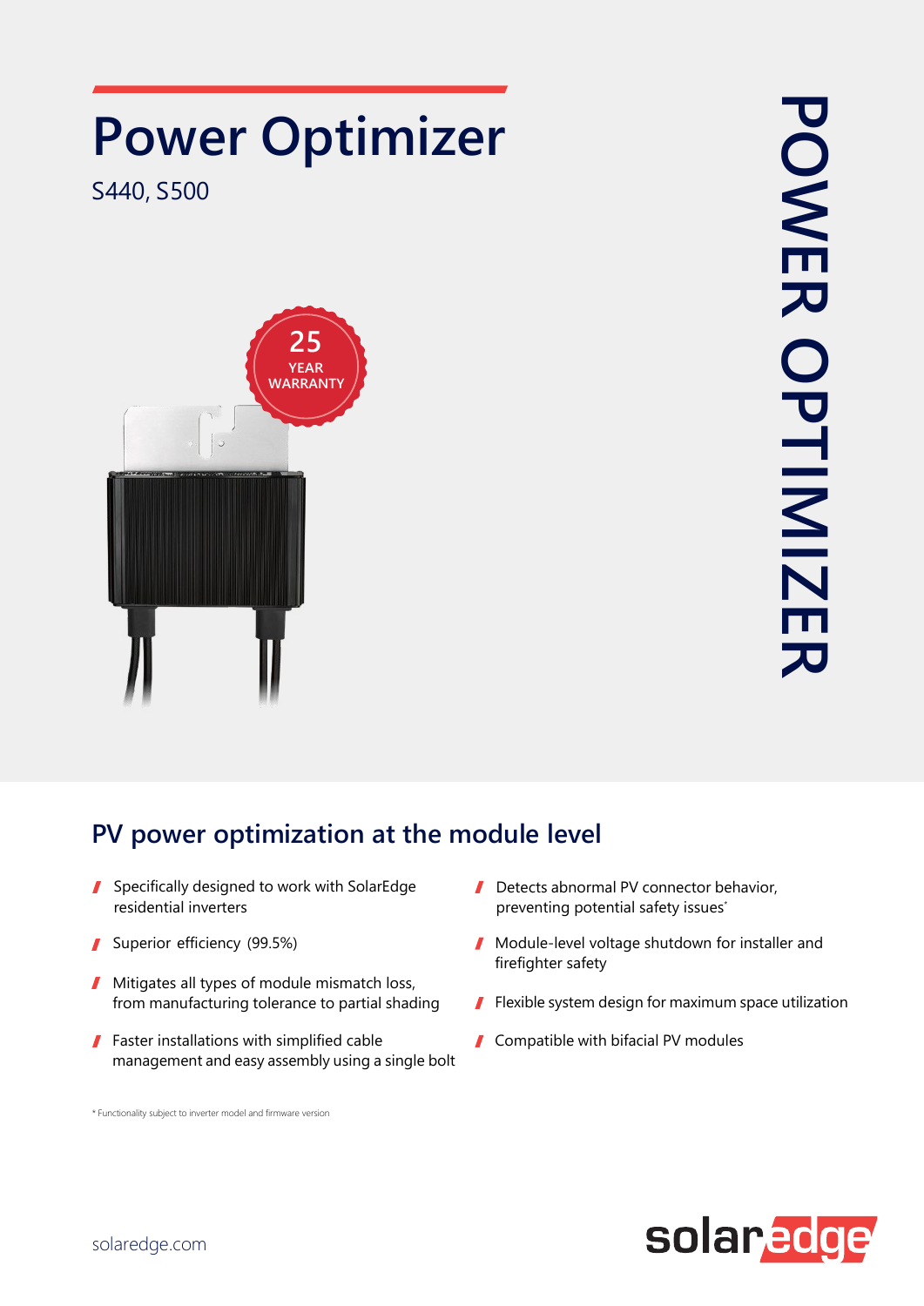# Power Optimizer

S440, S500

25 YEAR WARRANTY

POWER OPTIMIZER

## PV power optimization at the module level

- Specifically designed to work with SolarEdge residential inverters
- Superior efficiency (99.5%)
- Mitigates all types of module mismatch loss, from manufacturing tolerance to partial shading
- Faster installations with simplified cable management and easy assembly using a single bolt
- Detects abnormal PV connector behavior, preventing potential safety issues*
- Module-level voltage shutdown for installer and firefighter safety
- Flexible system design for maximum space utilization
- Compatible with bifacial PV modules

\* Functionality subject to inverter model and firmware version

solaredge.com

solaredge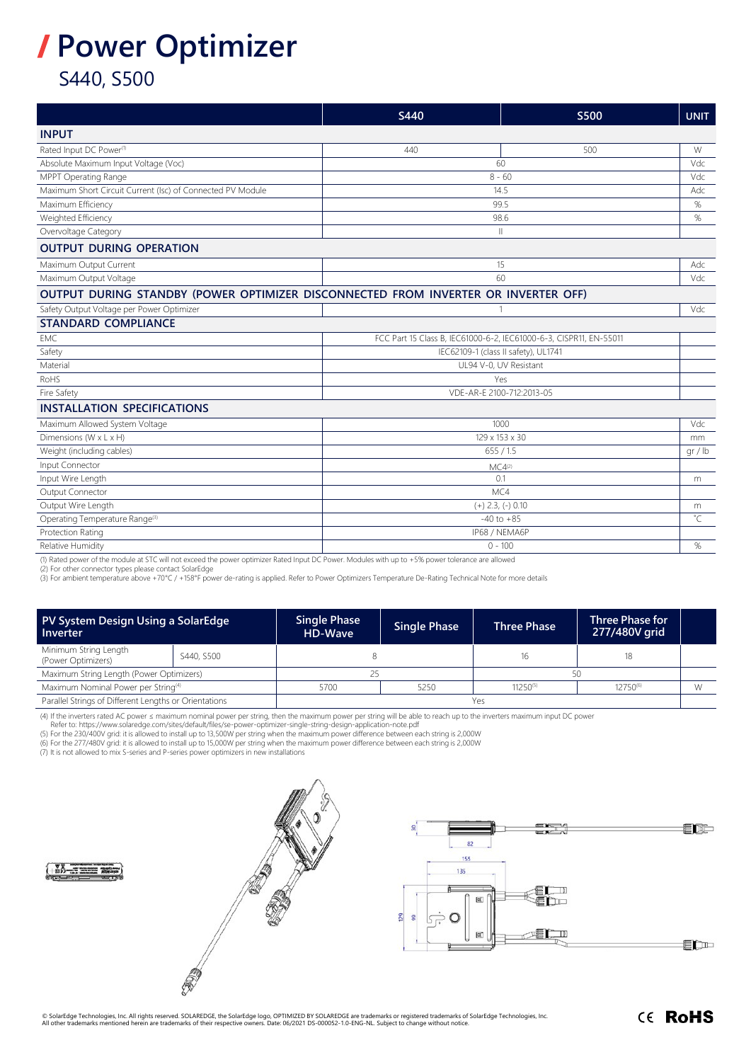# / Power Optimizer

## S440, S500

| | S440 | S500 | UNIT |
|---|---|---|---|
| **INPUT** | | | |
| Rated Input DC Power[1] | 440 | 500 | W |
| Absolute Maximum Input Voltage (Voc) | 60 | | Vdc |
| MPPT Operating Range | 8 - 60 | | Vdc |
| Maximum Short Circuit Current (Isc) of Connected PV Module | 14.5 | | Adc |
| Maximum Efficiency | 99.5 | | % |
| Weighted Efficiency | 98.6 | | % |
| Overvoltage Category | II | | |
| **OUTPUT DURING OPERATION** | | | |
| Maximum Output Current | 15 | | Adc |
| Maximum Output Voltage | 60 | | Vdc |
| **OUTPUT DURING STANDBY (POWER OPTIMIZER DISCONNECTED FROM INVERTER OR INVERTER OFF)** | | | |
| Safety Output Voltage per Power Optimizer | 1 | | Vdc |
| **STANDARD COMPLIANCE** | | | |
| EMC | FCC Part 15 Class B, IEC61000-6-2, IEC61000-6-3, CISPR11, EN-55011 | | |
| Safety | IEC62109-1 (class II safety), UL1741 | | |
| Material | UL94 V-0, UV Resistant | | |
| RoHS | Yes | | |
| Fire Safety | VDE-AR-E 2100-712:2013-05 | | |
| **INSTALLATION SPECIFICATIONS** | | | |
| Maximum Allowed System Voltage | 1000 | | Vdc |
| Dimensions (W x L x H) | 129 x 153 x 30 | | mm |
| Weight (including cables) | 655 / 1.5 | | gr / lb |
| Input Connector | MC4[2] | | |
| Input Wire Length | 0.1 | | m |
| Output Connector | MC4 | | |
| Output Wire Length | (+) 2.3, (-) 0.10 | | m |
| Operating Temperature Range[3] | -40 to +85 | | °C |
| Protection Rating | IP68 / NEMA6P | | |
| Relative Humidity | 0 - 100 | | % |

(1) Rated power of the module at STC will not exceed the power optimizer Rated Input DC Power. Modules with up to +5% power tolerance are allowed
(2) For other connector types please contact SolarEdge
(3) For ambient temperature above +70°C / +158°F power de-rating is applied. Refer to Power Optimizers Temperature De-Rating Technical Note for more details

| PV System Design Using a SolarEdge Inverter | | Single Phase HD-Wave | Single Phase | Three Phase | Three Phase for 277/480V grid | |
|---|---|---|---|---|---|---|
| Minimum String Length (Power Optimizers) | S440, S500 | 8 | | 16 | 18 | |
| Maximum String Length (Power Optimizers) | | 25 | | 50 | | |
| Maximum Nominal Power per String[4] | | 5700 | 5250 | 11250[5] | 12750[6] | W |
| Parallel Strings of Different Lengths or Orientations | | Yes | | | | |

(4) If the inverters rated AC power ≤ maximum nominal power per string, then the maximum power per string will be able to reach up to the inverters maximum input DC power
Refer to: https://www.solaredge.com/sites/default/files/se-power-optimizer-single-string-design-application-note.pdf
(5) For the 230/400V grid: it is allowed to install up to 13,500W per string when the maximum power difference between each string is 2,000W
(6) For the 277/480V grid: it is allowed to install up to 15,000W per string when the maximum power difference between each string is 2,000W
(7) It is not allowed to mix S-series and P-series power optimizers in new installations

30
82
155
135
129
99

© SolarEdge Technologies, Inc. All rights reserved. SOLAREDGE, the SolarEdge logo, OPTIMIZED BY SOLAREDGE are trademarks or registered trademarks of SolarEdge Technologies, Inc. All other trademarks mentioned herein are trademarks of their respective owners. Date: 06/2021 DS-000052-1.0-ENG-NL. Subject to change without notice.

CE RoHS